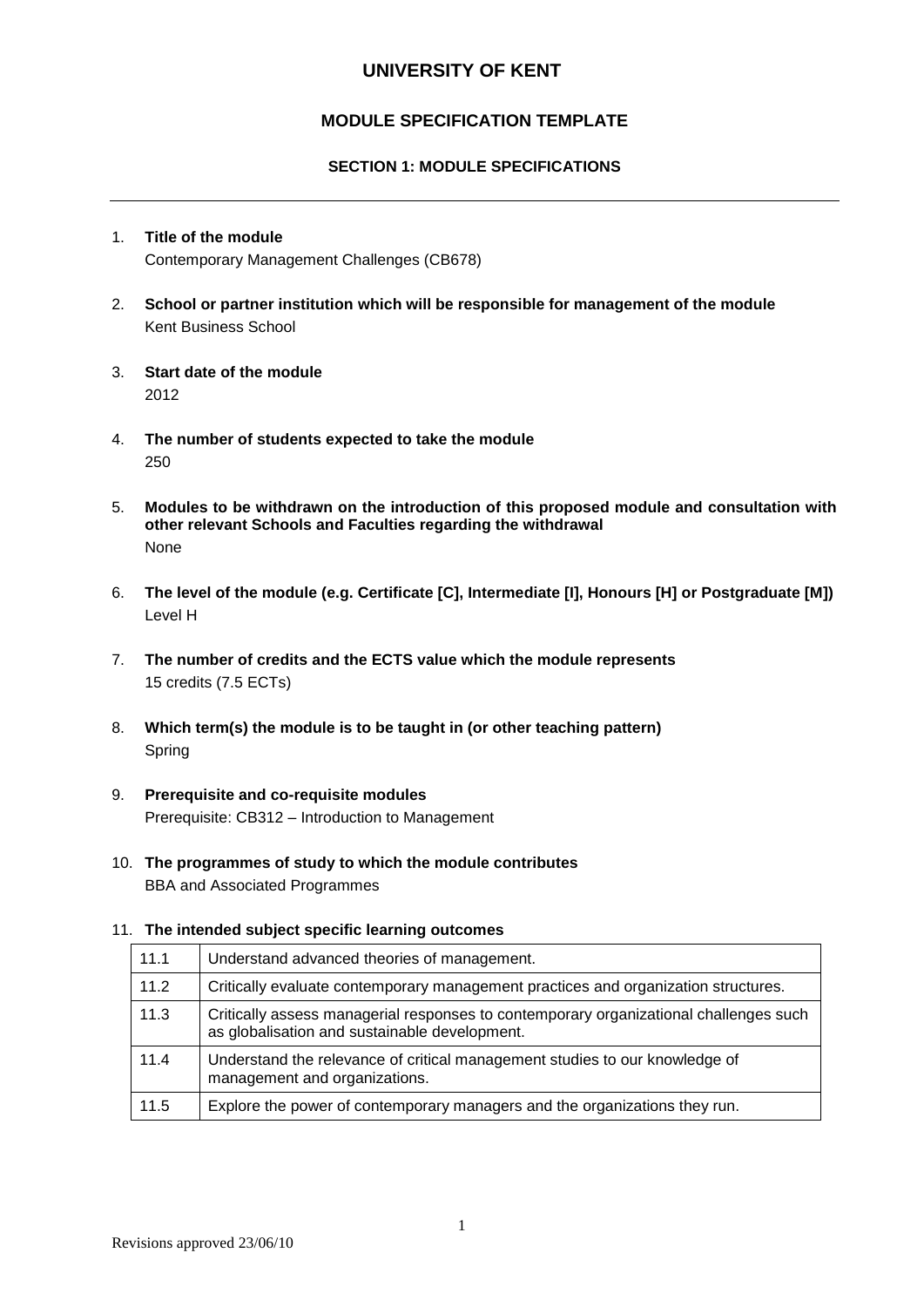# UNIVERSITY OF KENT

## MODULE SPECIFICATION TEMPLATE

### SECTION 1: MODULE SPECIFICATIONS

1. **Title of the module**
   Contemporary Management Challenges (CB678)

2. **School or partner institution which will be responsible for management of the module**
   Kent Business School

3. **Start date of the module**
   2012

4. **The number of students expected to take the module**
   250

5. **Modules to be withdrawn on the introduction of this proposed module and consultation with other relevant Schools and Faculties regarding the withdrawal**
   None

6. **The level of the module (e.g. Certificate [C], Intermediate [I], Honours [H] or Postgraduate [M])**
   Level H

7. **The number of credits and the ECTS value which the module represents**
   15 credits (7.5 ECTs)

8. **Which term(s) the module is to be taught in (or other teaching pattern)**
   Spring

9. **Prerequisite and co-requisite modules**
   Prerequisite: CB312 – Introduction to Management

10. **The programmes of study to which the module contributes**
    BBA and Associated Programmes

11. **The intended subject specific learning outcomes**

| | |
|---|---|
| 11.1 | Understand advanced theories of management. |
| 11.2 | Critically evaluate contemporary management practices and organization structures. |
| 11.3 | Critically assess managerial responses to contemporary organizational challenges such as globalisation and sustainable development. |
| 11.4 | Understand the relevance of critical management studies to our knowledge of management and organizations. |
| 11.5 | Explore the power of contemporary managers and the organizations they run. |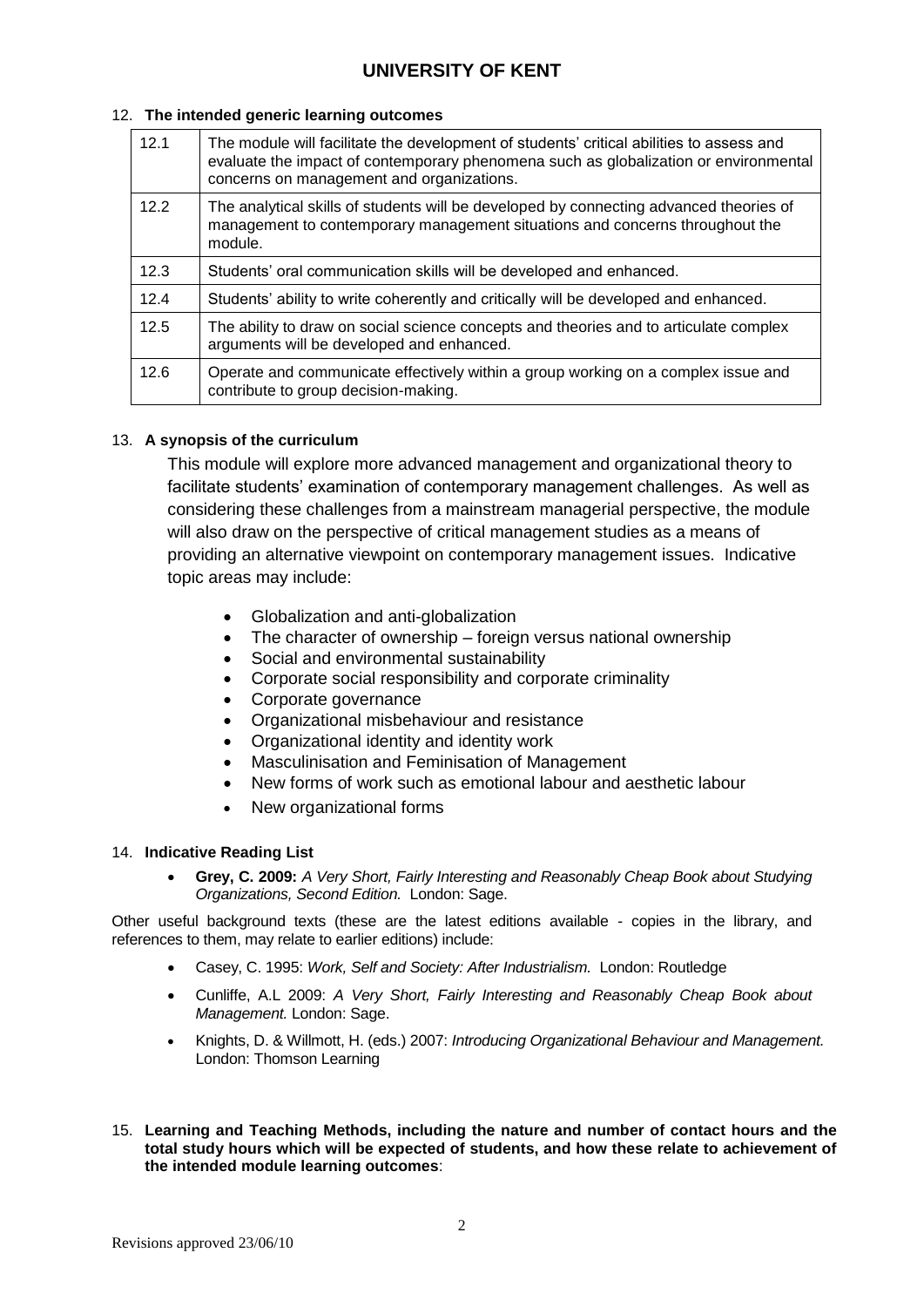# UNIVERSITY OF KENT

12. **The intended generic learning outcomes**

| | |
|---|---|
| 12.1 | The module will facilitate the development of students' critical abilities to assess and evaluate the impact of contemporary phenomena such as globalization or environmental concerns on management and organizations. |
| 12.2 | The analytical skills of students will be developed by connecting advanced theories of management to contemporary management situations and concerns throughout the module. |
| 12.3 | Students' oral communication skills will be developed and enhanced. |
| 12.4 | Students' ability to write coherently and critically will be developed and enhanced. |
| 12.5 | The ability to draw on social science concepts and theories and to articulate complex arguments will be developed and enhanced. |
| 12.6 | Operate and communicate effectively within a group working on a complex issue and contribute to group decision-making. |

13. **A synopsis of the curriculum**

This module will explore more advanced management and organizational theory to facilitate students' examination of contemporary management challenges. As well as considering these challenges from a mainstream managerial perspective, the module will also draw on the perspective of critical management studies as a means of providing an alternative viewpoint on contemporary management issues. Indicative topic areas may include:

- Globalization and anti-globalization
- The character of ownership – foreign versus national ownership
- Social and environmental sustainability
- Corporate social responsibility and corporate criminality
- Corporate governance
- Organizational misbehaviour and resistance
- Organizational identity and identity work
- Masculinisation and Feminisation of Management
- New forms of work such as emotional labour and aesthetic labour
- New organizational forms

14. **Indicative Reading List**

- **Grey, C. 2009:** *A Very Short, Fairly Interesting and Reasonably Cheap Book about Studying Organizations, Second Edition.* London: Sage.

Other useful background texts (these are the latest editions available - copies in the library, and references to them, may relate to earlier editions) include:

- Casey, C. 1995: *Work, Self and Society: After Industrialism.* London: Routledge
- Cunliffe, A.L 2009: *A Very Short, Fairly Interesting and Reasonably Cheap Book about Management.* London: Sage.
- Knights, D. & Willmott, H. (eds.) 2007: *Introducing Organizational Behaviour and Management.* London: Thomson Learning

15. **Learning and Teaching Methods, including the nature and number of contact hours and the total study hours which will be expected of students, and how these relate to achievement of the intended module learning outcomes**: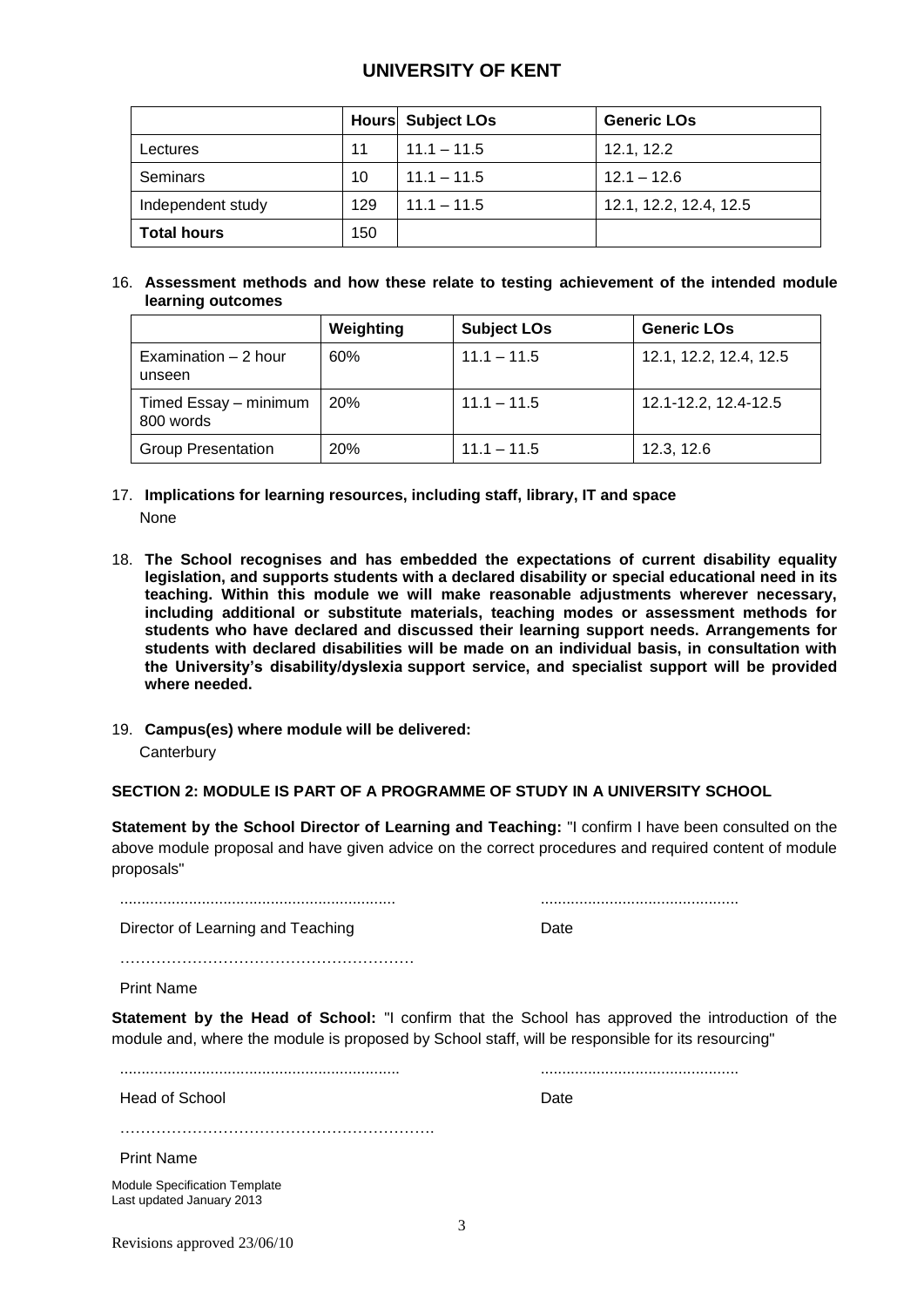# UNIVERSITY OF KENT

| | Hours | Subject LOs | Generic LOs |
|---|---|---|---|
| Lectures | 11 | 11.1 – 11.5 | 12.1, 12.2 |
| Seminars | 10 | 11.1 – 11.5 | 12.1 – 12.6 |
| Independent study | 129 | 11.1 – 11.5 | 12.1, 12.2, 12.4, 12.5 |
| **Total hours** | 150 | | |

16. **Assessment methods and how these relate to testing achievement of the intended module learning outcomes**

| | Weighting | Subject LOs | Generic LOs |
|---|---|---|---|
| Examination – 2 hour unseen | 60% | 11.1 – 11.5 | 12.1, 12.2, 12.4, 12.5 |
| Timed Essay – minimum 800 words | 20% | 11.1 – 11.5 | 12.1-12.2, 12.4-12.5 |
| Group Presentation | 20% | 11.1 – 11.5 | 12.3, 12.6 |

17. **Implications for learning resources, including staff, library, IT and space**

    None

18. **The School recognises and has embedded the expectations of current disability equality legislation, and supports students with a declared disability or special educational need in its teaching. Within this module we will make reasonable adjustments wherever necessary, including additional or substitute materials, teaching modes or assessment methods for students who have declared and discussed their learning support needs. Arrangements for students with declared disabilities will be made on an individual basis, in consultation with the University's disability/dyslexia support service, and specialist support will be provided where needed.**

19. **Campus(es) where module will be delivered:**

    Canterbury

**SECTION 2: MODULE IS PART OF A PROGRAMME OF STUDY IN A UNIVERSITY SCHOOL**

**Statement by the School Director of Learning and Teaching:** "I confirm I have been consulted on the above module proposal and have given advice on the correct procedures and required content of module proposals"

................................................................ ..............................................

Director of Learning and Teaching Date

…………………………………………………

Print Name

**Statement by the Head of School:** "I confirm that the School has approved the introduction of the module and, where the module is proposed by School staff, will be responsible for its resourcing"

................................................................. ..............................................

Head of School Date

…………………………………………………….

Print Name

Module Specification Template
Last updated January 2013

Revisions approved 23/06/10